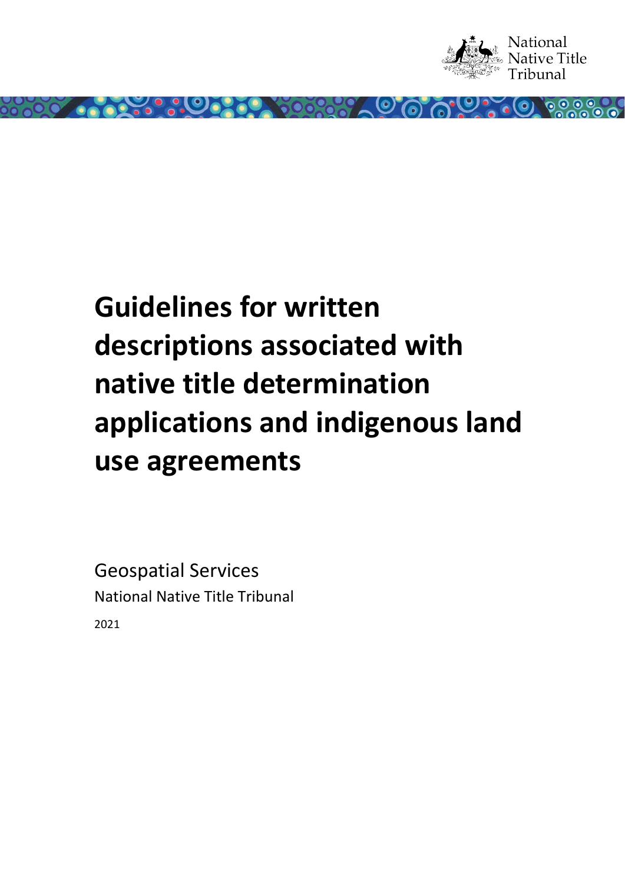National Native Title Tribunal

# Guidelines for written descriptions associated with native title determination applications and indigenous land use agreements

Geospatial Services

National Native Title Tribunal

2021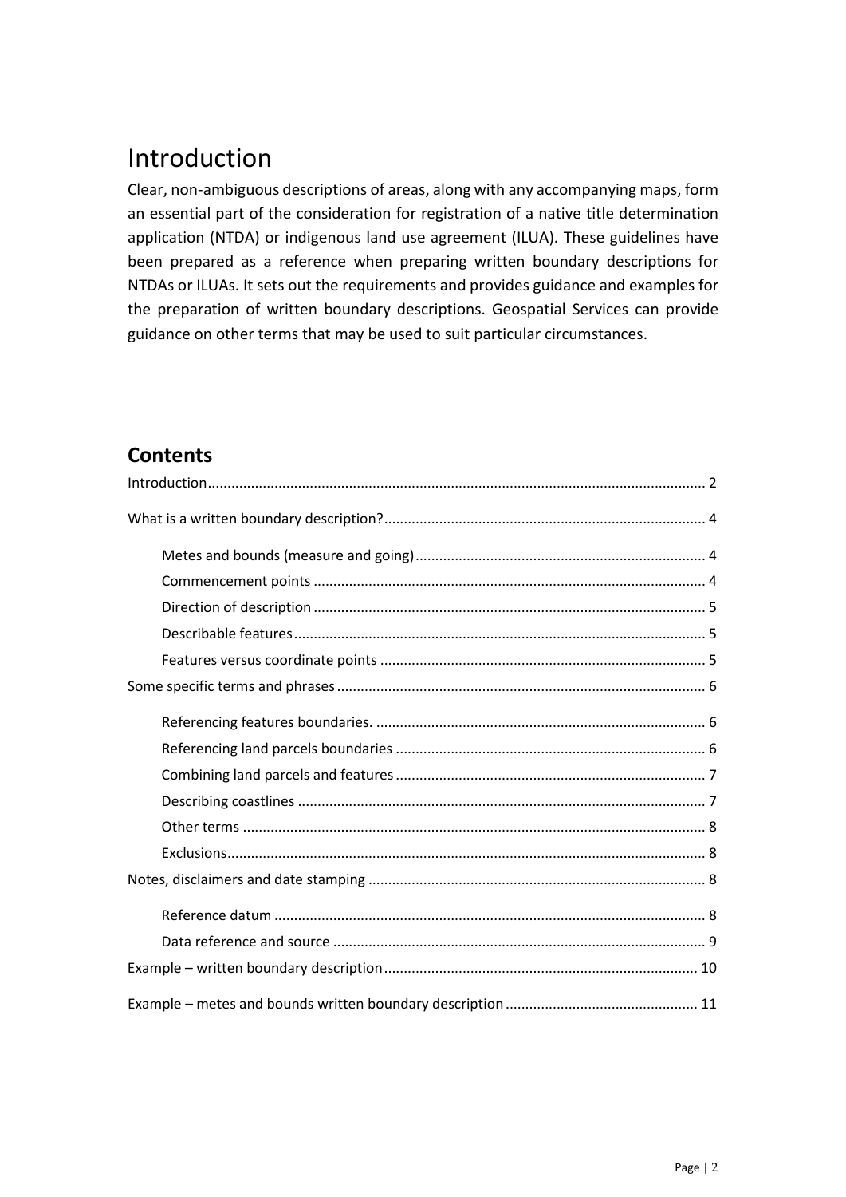# Introduction

Clear, non-ambiguous descriptions of areas, along with any accompanying maps, form an essential part of the consideration for registration of a native title determination application (NTDA) or indigenous land use agreement (ILUA). These guidelines have been prepared as a reference when preparing written boundary descriptions for NTDAs or ILUAs. It sets out the requirements and provides guidance and examples for the preparation of written boundary descriptions. Geospatial Services can provide guidance on other terms that may be used to suit particular circumstances.

## Contents

- Introduction ........ 2
- What is a written boundary description? ........ 4
  - Metes and bounds (measure and going) ........ 4
  - Commencement points ........ 4
  - Direction of description ........ 5
  - Describable features ........ 5
  - Features versus coordinate points ........ 5
- Some specific terms and phrases ........ 6
  - Referencing features boundaries. ........ 6
  - Referencing land parcels boundaries ........ 6
  - Combining land parcels and features ........ 7
  - Describing coastlines ........ 7
  - Other terms ........ 8
  - Exclusions ........ 8
- Notes, disclaimers and date stamping ........ 8
  - Reference datum ........ 8
  - Data reference and source ........ 9
- Example – written boundary description ........ 10
- Example – metes and bounds written boundary description ........ 11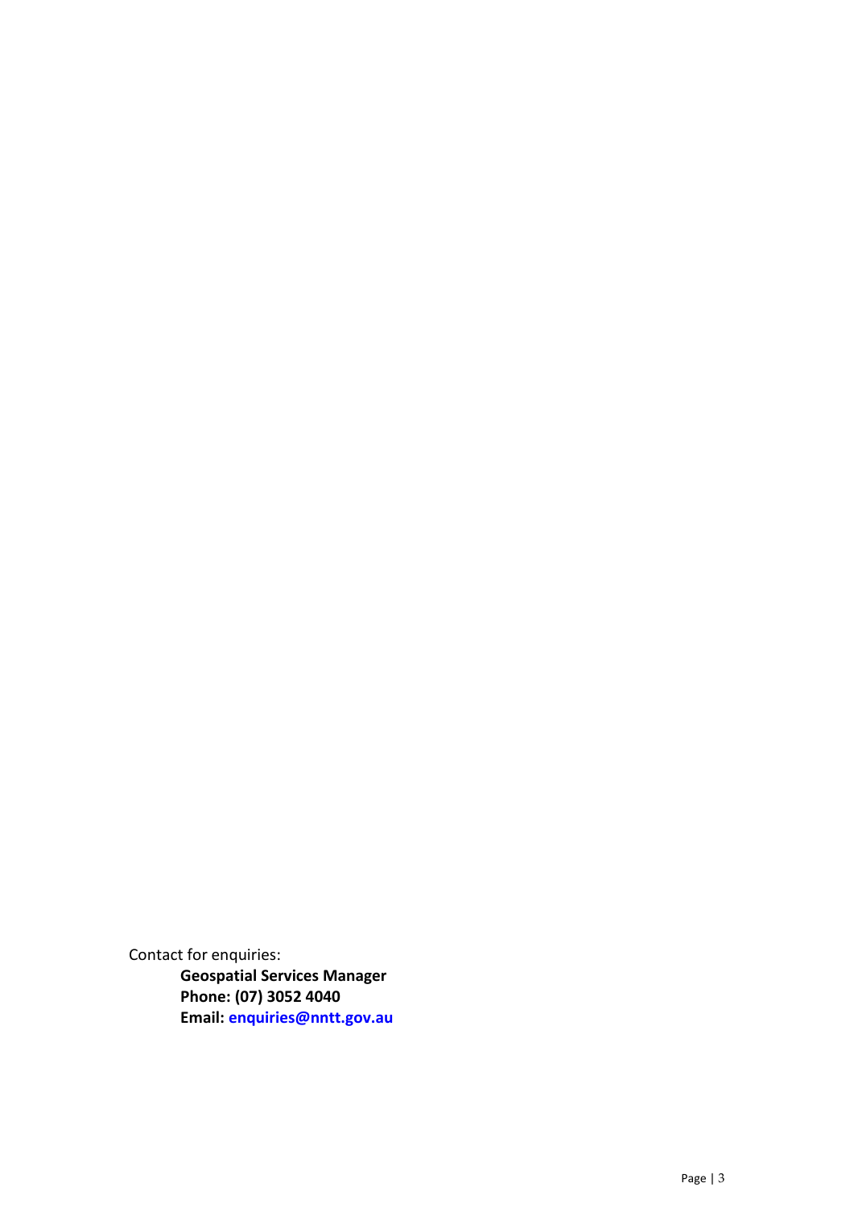Contact for enquiries:

**Geospatial Services Manager**
**Phone: (07) 3052 4040**
**Email: enquiries@nntt.gov.au**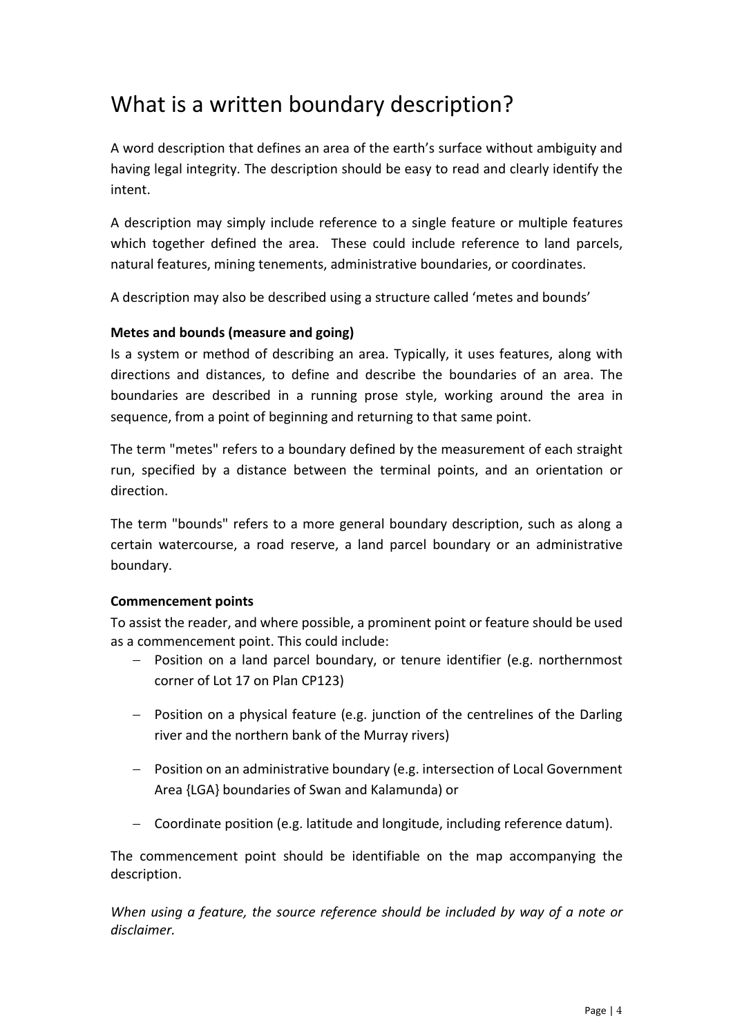# What is a written boundary description?

A word description that defines an area of the earth's surface without ambiguity and having legal integrity. The description should be easy to read and clearly identify the intent.

A description may simply include reference to a single feature or multiple features which together defined the area. These could include reference to land parcels, natural features, mining tenements, administrative boundaries, or coordinates.

A description may also be described using a structure called 'metes and bounds'

**Metes and bounds (measure and going)**

Is a system or method of describing an area. Typically, it uses features, along with directions and distances, to define and describe the boundaries of an area. The boundaries are described in a running prose style, working around the area in sequence, from a point of beginning and returning to that same point.

The term "metes" refers to a boundary defined by the measurement of each straight run, specified by a distance between the terminal points, and an orientation or direction.

The term "bounds" refers to a more general boundary description, such as along a certain watercourse, a road reserve, a land parcel boundary or an administrative boundary.

**Commencement points**

To assist the reader, and where possible, a prominent point or feature should be used as a commencement point. This could include:

- Position on a land parcel boundary, or tenure identifier (e.g. northernmost corner of Lot 17 on Plan CP123)
- Position on a physical feature (e.g. junction of the centrelines of the Darling river and the northern bank of the Murray rivers)
- Position on an administrative boundary (e.g. intersection of Local Government Area {LGA} boundaries of Swan and Kalamunda) or
- Coordinate position (e.g. latitude and longitude, including reference datum).

The commencement point should be identifiable on the map accompanying the description.

*When using a feature, the source reference should be included by way of a note or disclaimer.*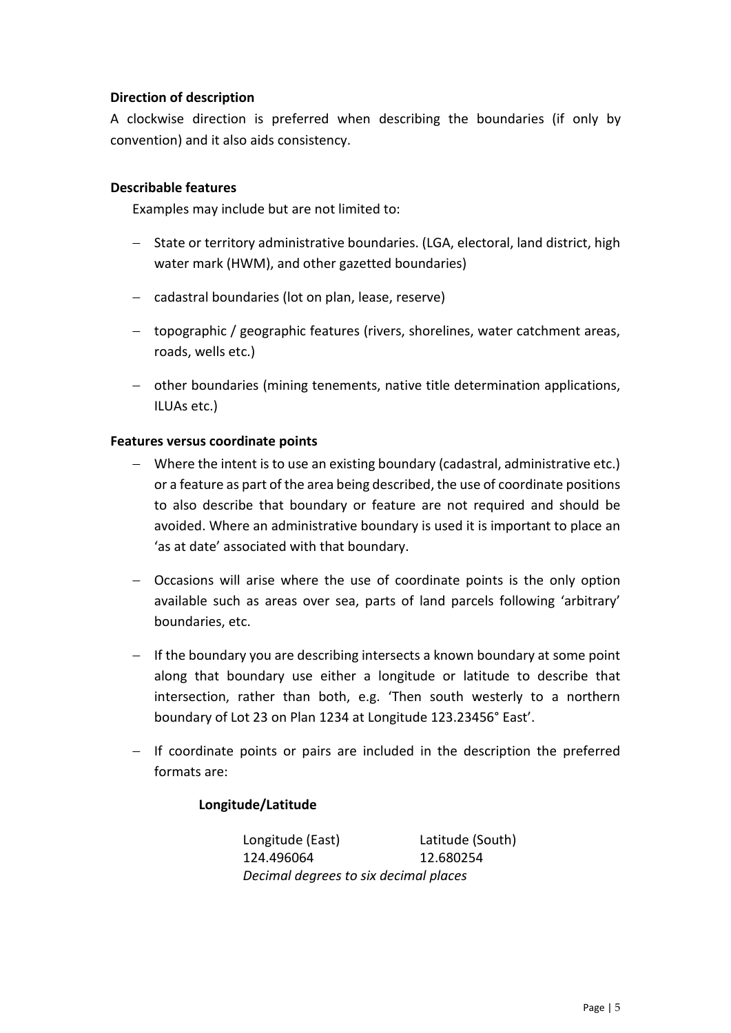**Direction of description**

A clockwise direction is preferred when describing the boundaries (if only by convention) and it also aids consistency.

**Describable features**

Examples may include but are not limited to:

- State or territory administrative boundaries. (LGA, electoral, land district, high water mark (HWM), and other gazetted boundaries)
- cadastral boundaries (lot on plan, lease, reserve)
- topographic / geographic features (rivers, shorelines, water catchment areas, roads, wells etc.)
- other boundaries (mining tenements, native title determination applications, ILUAs etc.)

**Features versus coordinate points**

- Where the intent is to use an existing boundary (cadastral, administrative etc.) or a feature as part of the area being described, the use of coordinate positions to also describe that boundary or feature are not required and should be avoided. Where an administrative boundary is used it is important to place an 'as at date' associated with that boundary.
- Occasions will arise where the use of coordinate points is the only option available such as areas over sea, parts of land parcels following 'arbitrary' boundaries, etc.
- If the boundary you are describing intersects a known boundary at some point along that boundary use either a longitude or latitude to describe that intersection, rather than both, e.g. 'Then south westerly to a northern boundary of Lot 23 on Plan 1234 at Longitude 123.23456° East'.
- If coordinate points or pairs are included in the description the preferred formats are:

**Longitude/Latitude**

| Longitude (East) | Latitude (South) |
| --- | --- |
| 124.496064 | 12.680254 |

*Decimal degrees to six decimal places*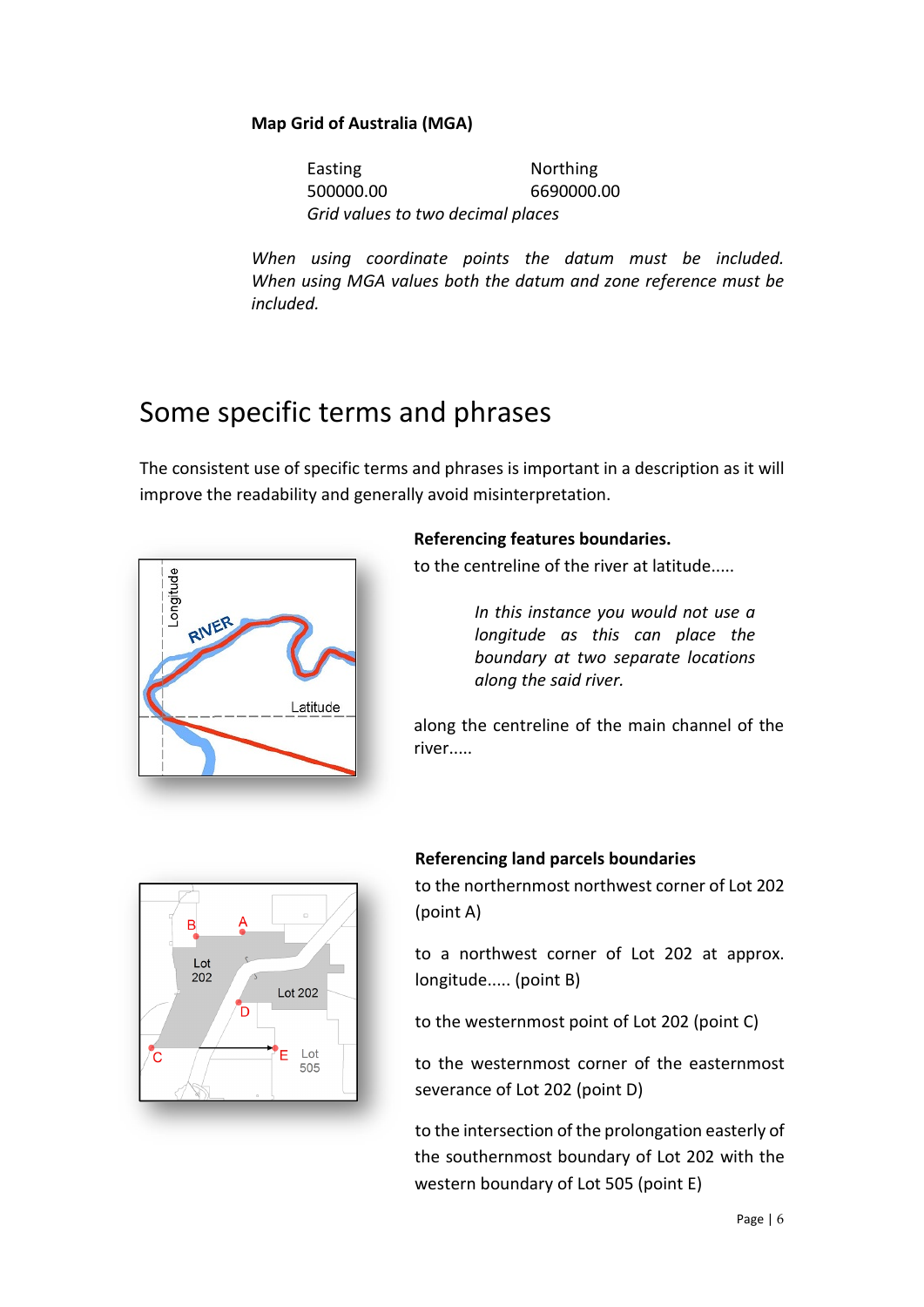**Map Grid of Australia (MGA)**

| Easting | Northing |
|---|---|
| 500000.00 | 6690000.00 |

*Grid values to two decimal places*

*When using coordinate points the datum must be included. When using MGA values both the datum and zone reference must be included.*

# Some specific terms and phrases

The consistent use of specific terms and phrases is important in a description as it will improve the readability and generally avoid misinterpretation.

**Referencing features boundaries.**

to the centreline of the river at latitude.....

*In this instance you would not use a longitude as this can place the boundary at two separate locations along the said river.*

along the centreline of the main channel of the river.....

**Referencing land parcels boundaries**

to the northernmost northwest corner of Lot 202 (point A)

to a northwest corner of Lot 202 at approx. longitude..... (point B)

to the westernmost point of Lot 202 (point C)

to the westernmost corner of the easternmost severance of Lot 202 (point D)

to the intersection of the prolongation easterly of the southernmost boundary of Lot 202 with the western boundary of Lot 505 (point E)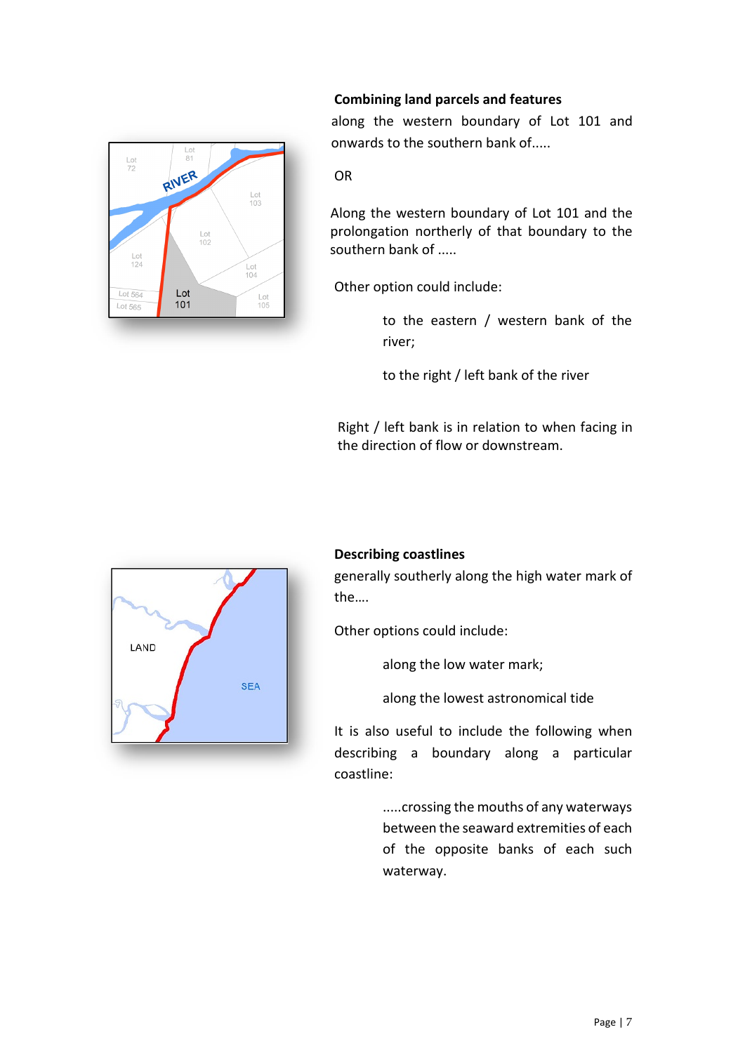**Combining land parcels and features**

along the western boundary of Lot 101 and onwards to the southern bank of.....

OR

Along the western boundary of Lot 101 and the prolongation northerly of that boundary to the southern bank of .....

Other option could include:

> to the eastern / western bank of the river;
>
> to the right / left bank of the river

Right / left bank is in relation to when facing in the direction of flow or downstream.

**Describing coastlines**

generally southerly along the high water mark of the....

Other options could include:

> along the low water mark;
>
> along the lowest astronomical tide

It is also useful to include the following when describing a boundary along a particular coastline:

> .....crossing the mouths of any waterways between the seaward extremities of each of the opposite banks of each such waterway.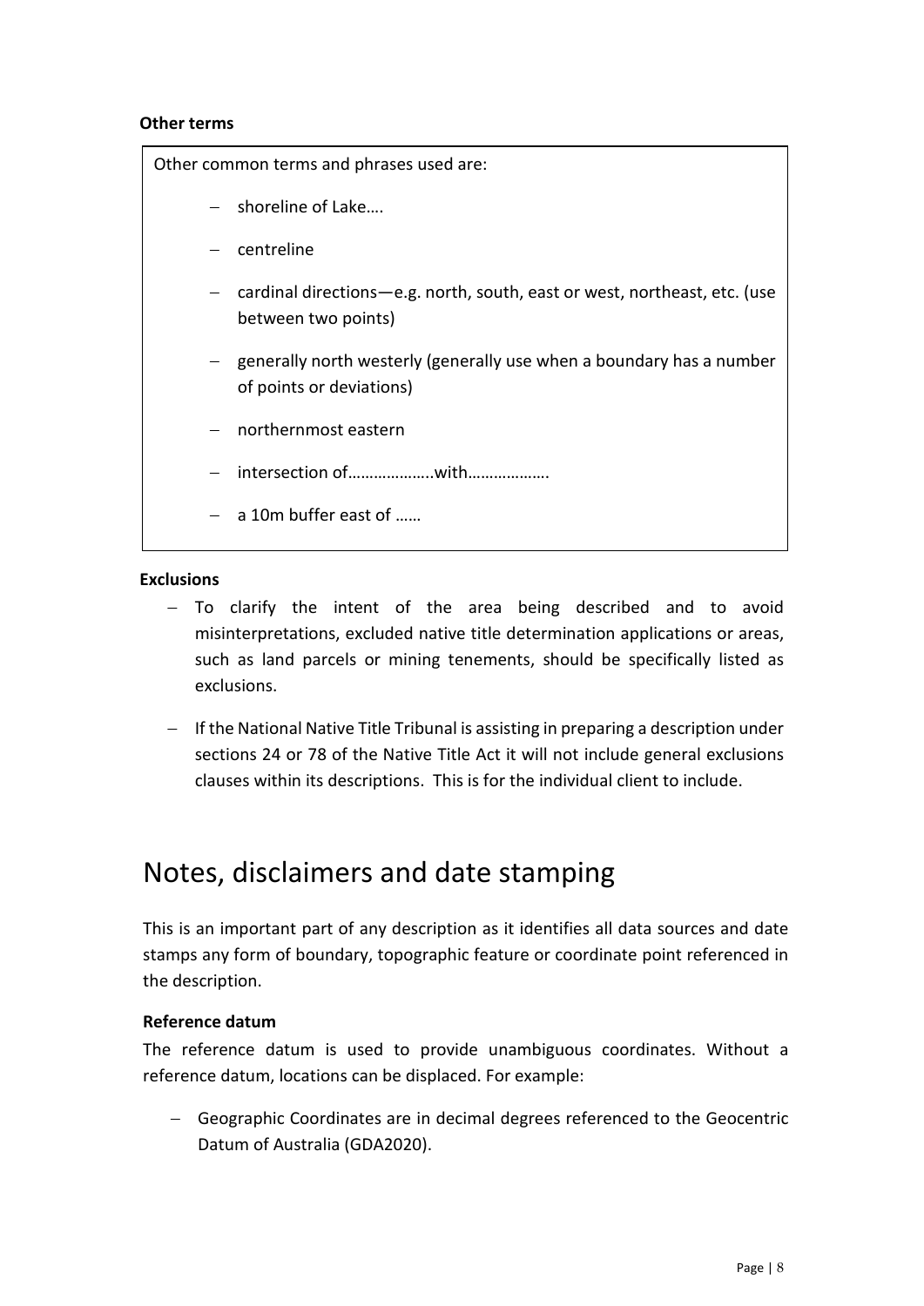### Other terms

Other common terms and phrases used are:

- shoreline of Lake….
- centreline
- cardinal directions—e.g. north, south, east or west, northeast, etc. (use between two points)
- generally north westerly (generally use when a boundary has a number of points or deviations)
- northernmost eastern
- intersection of………………..with……………….
- a 10m buffer east of ……

### Exclusions

- To clarify the intent of the area being described and to avoid misinterpretations, excluded native title determination applications or areas, such as land parcels or mining tenements, should be specifically listed as exclusions.
- If the National Native Title Tribunal is assisting in preparing a description under sections 24 or 78 of the Native Title Act it will not include general exclusions clauses within its descriptions. This is for the individual client to include.

## Notes, disclaimers and date stamping

This is an important part of any description as it identifies all data sources and date stamps any form of boundary, topographic feature or coordinate point referenced in the description.

### Reference datum

The reference datum is used to provide unambiguous coordinates. Without a reference datum, locations can be displaced. For example:

- Geographic Coordinates are in decimal degrees referenced to the Geocentric Datum of Australia (GDA2020).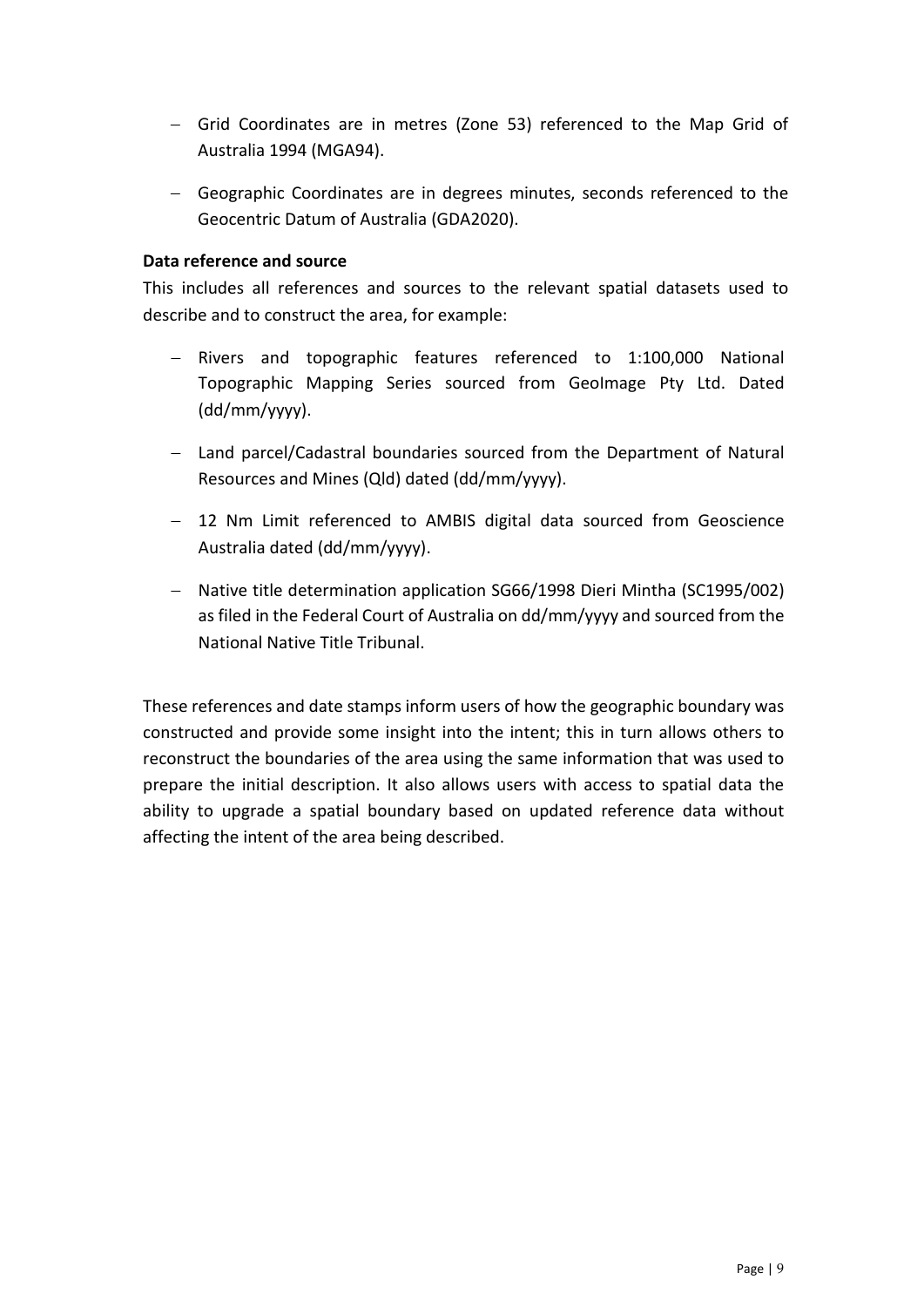- Grid Coordinates are in metres (Zone 53) referenced to the Map Grid of Australia 1994 (MGA94).
- Geographic Coordinates are in degrees minutes, seconds referenced to the Geocentric Datum of Australia (GDA2020).

**Data reference and source**

This includes all references and sources to the relevant spatial datasets used to describe and to construct the area, for example:

- Rivers and topographic features referenced to 1:100,000 National Topographic Mapping Series sourced from GeoImage Pty Ltd. Dated (dd/mm/yyyy).
- Land parcel/Cadastral boundaries sourced from the Department of Natural Resources and Mines (Qld) dated (dd/mm/yyyy).
- 12 Nm Limit referenced to AMBIS digital data sourced from Geoscience Australia dated (dd/mm/yyyy).
- Native title determination application SG66/1998 Dieri Mintha (SC1995/002) as filed in the Federal Court of Australia on dd/mm/yyyy and sourced from the National Native Title Tribunal.

These references and date stamps inform users of how the geographic boundary was constructed and provide some insight into the intent; this in turn allows others to reconstruct the boundaries of the area using the same information that was used to prepare the initial description. It also allows users with access to spatial data the ability to upgrade a spatial boundary based on updated reference data without affecting the intent of the area being described.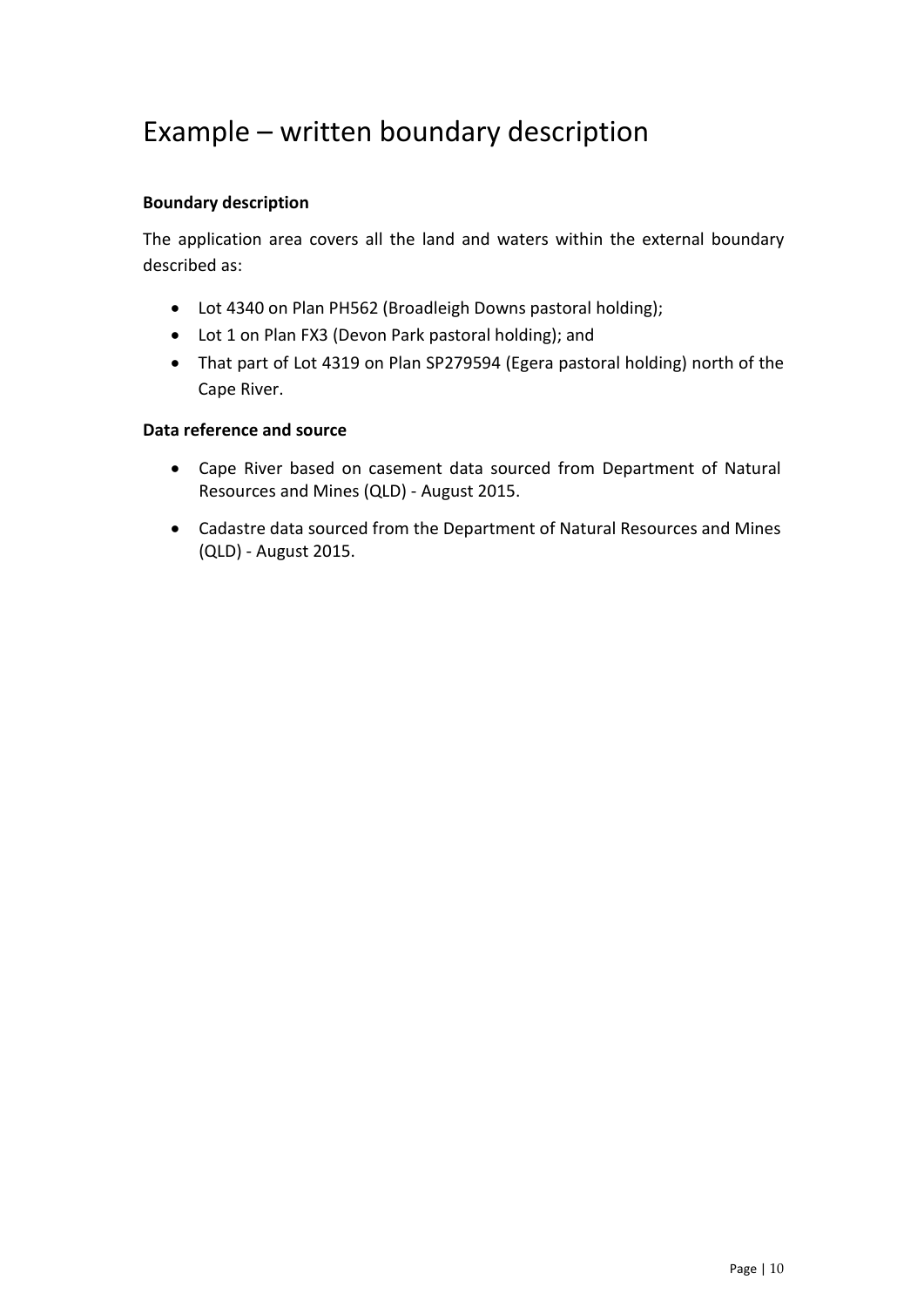# Example – written boundary description

**Boundary description**

The application area covers all the land and waters within the external boundary described as:

- Lot 4340 on Plan PH562 (Broadleigh Downs pastoral holding);
- Lot 1 on Plan FX3 (Devon Park pastoral holding); and
- That part of Lot 4319 on Plan SP279594 (Egera pastoral holding) north of the Cape River.

**Data reference and source**

- Cape River based on casement data sourced from Department of Natural Resources and Mines (QLD) - August 2015.
- Cadastre data sourced from the Department of Natural Resources and Mines (QLD) - August 2015.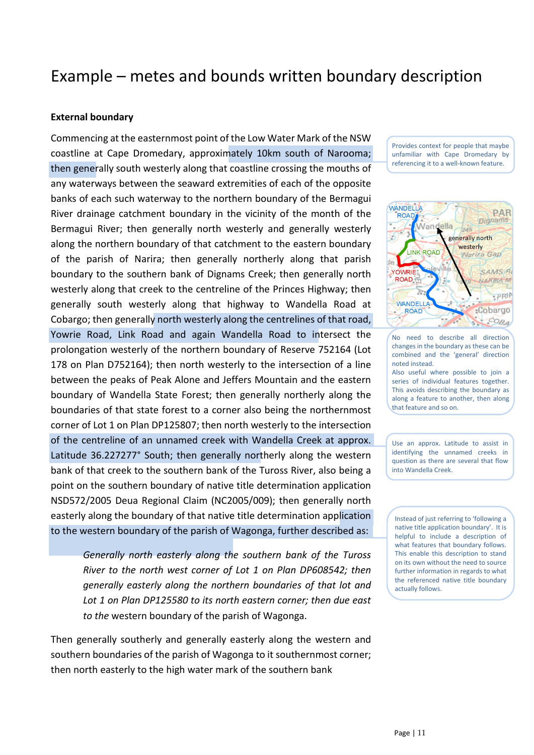# Example – metes and bounds written boundary description

**External boundary**

Commencing at the easternmost point of the Low Water Mark of the NSW coastline at Cape Dromedary, approximately 10km south of Narooma; then generally south westerly along that coastline crossing the mouths of any waterways between the seaward extremities of each of the opposite banks of each such waterway to the northern boundary of the Bermagui River drainage catchment boundary in the vicinity of the month of the Bermagui River; then generally north westerly and generally westerly along the northern boundary of that catchment to the eastern boundary of the parish of Narira; then generally northerly along that parish boundary to the southern bank of Dignams Creek; then generally north westerly along that creek to the centreline of the Princes Highway; then generally south westerly along that highway to Wandella Road at Cobargo; then generally north westerly along the centrelines of that road, Yowrie Road, Link Road and again Wandella Road to intersect the prolongation westerly of the northern boundary of Reserve 752164 (Lot 178 on Plan D752164); then north westerly to the intersection of a line between the peaks of Peak Alone and Jeffers Mountain and the eastern boundary of Wandella State Forest; then generally northerly along the boundaries of that state forest to a corner also being the northernmost corner of Lot 1 on Plan DP125807; then north westerly to the intersection of the centreline of an unnamed creek with Wandella Creek at approx. Latitude 36.227277° South; then generally northerly along the western bank of that creek to the southern bank of the Tuross River, also being a point on the southern boundary of native title determination application NSD572/2005 Deua Regional Claim (NC2005/009); then generally north easterly along the boundary of that native title determination application to the western boundary of the parish of Wagonga, further described as:

> *Generally north easterly along the southern bank of the Tuross River to the north west corner of Lot 1 on Plan DP608542; then generally easterly along the northern boundaries of that lot and Lot 1 on Plan DP125580 to its north eastern corner; then due east to the* western boundary of the parish of Wagonga.

Then generally southerly and generally easterly along the western and southern boundaries of the parish of Wagonga to it southernmost corner; then north easterly to the high water mark of the southern bank

Provides context for people that maybe unfamiliar with Cape Dromedary by referencing it to a well-known feature.

No need to describe all direction changes in the boundary as these can be combined and the 'general' direction noted instead.
Also useful where possible to join a series of individual features together. This avoids describing the boundary as along a feature to another, then along that feature and so on.

Use an approx. Latitude to assist in identifying the unnamed creeks in question as there are several that flow into Wandella Creek.

Instead of just referring to 'following a native title application boundary'. It is helpful to include a description of what features that boundary follows. This enable this description to stand on its own without the need to source further information in regards to what the referenced native title boundary actually follows.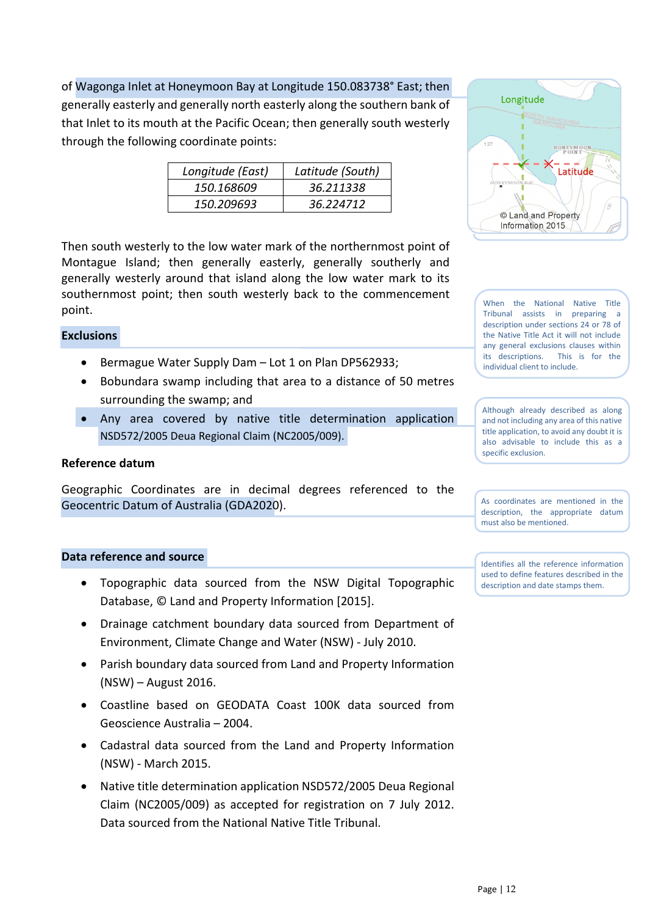of Wagonga Inlet at Honeymoon Bay at Longitude 150.083738° East; then generally easterly and generally north easterly along the southern bank of that Inlet to its mouth at the Pacific Ocean; then generally south westerly through the following coordinate points:

| *Longitude (East)* | *Latitude (South)* |
|---|---|
| *150.168609* | *36.211338* |
| *150.209693* | *36.224712* |

Longitude

Latitude

© Land and Property Information 2015

Then south westerly to the low water mark of the northernmost point of Montague Island; then generally easterly, generally southerly and generally westerly around that island along the low water mark to its southernmost point; then south westerly back to the commencement point.

When the National Native Title Tribunal assists in preparing a description under sections 24 or 78 of the Native Title Act it will not include any general exclusions clauses within its descriptions. This is for the individual client to include.

**Exclusions**

- Bermague Water Supply Dam – Lot 1 on Plan DP562933;
- Bobundara swamp including that area to a distance of 50 metres surrounding the swamp; and
- Any area covered by native title determination application NSD572/2005 Deua Regional Claim (NC2005/009).

Although already described as along and not including any area of this native title application, to avoid any doubt it is also advisable to include this as a specific exclusion.

**Reference datum**

Geographic Coordinates are in decimal degrees referenced to the Geocentric Datum of Australia (GDA2020).

As coordinates are mentioned in the description, the appropriate datum must also be mentioned.

**Data reference and source**

Identifies all the reference information used to define features described in the description and date stamps them.

- Topographic data sourced from the NSW Digital Topographic Database, © Land and Property Information [2015].
- Drainage catchment boundary data sourced from Department of Environment, Climate Change and Water (NSW) - July 2010.
- Parish boundary data sourced from Land and Property Information (NSW) – August 2016.
- Coastline based on GEODATA Coast 100K data sourced from Geoscience Australia – 2004.
- Cadastral data sourced from the Land and Property Information (NSW) - March 2015.
- Native title determination application NSD572/2005 Deua Regional Claim (NC2005/009) as accepted for registration on 7 July 2012. Data sourced from the National Native Title Tribunal.